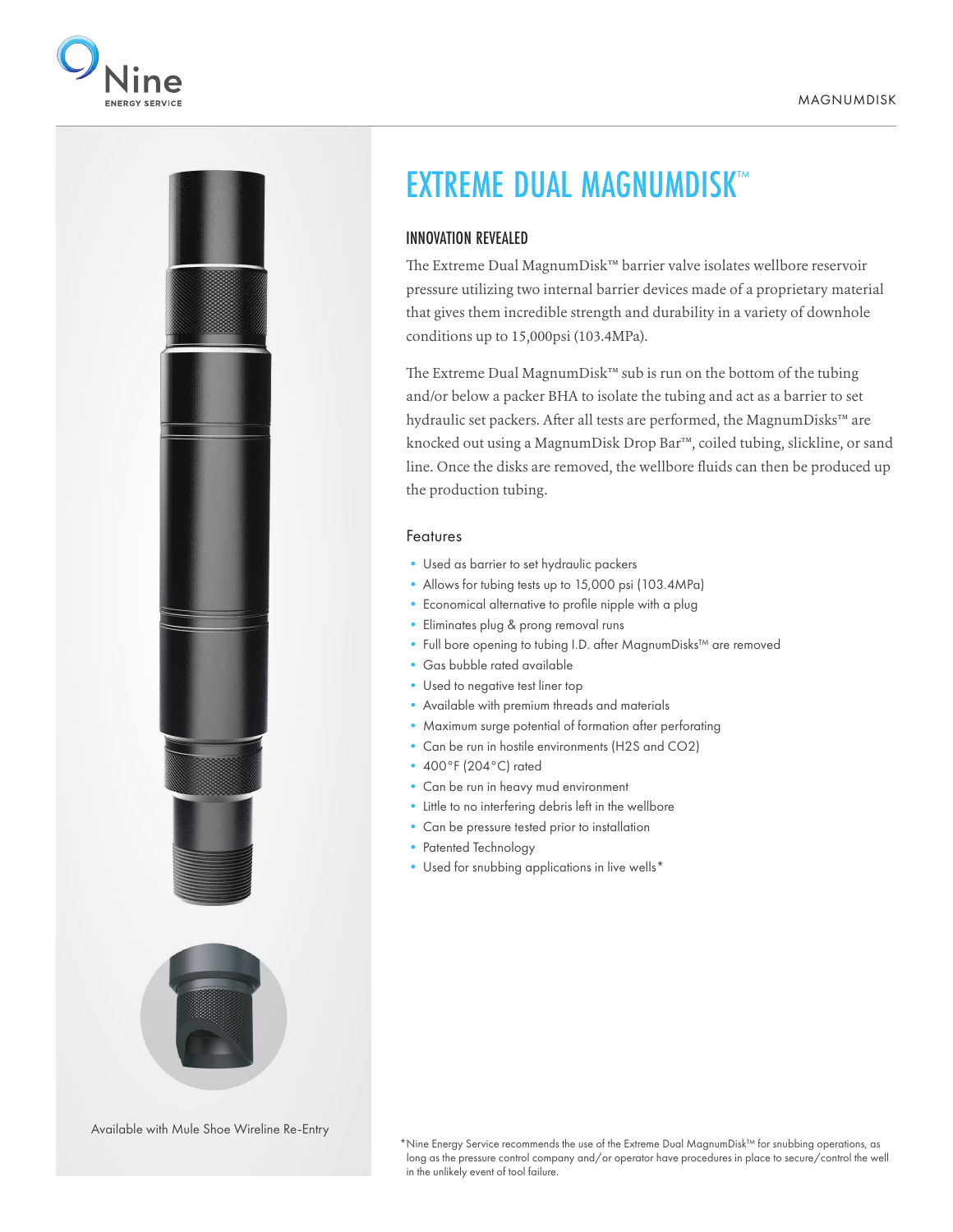# EXTREME DUAL MAGNUMDISK™

## INNOVATION REVEALED

The Extreme Dual MagnumDisk™ barrier valve isolates wellbore reservoir pressure utilizing two internal barrier devices made of a proprietary material that gives them incredible strength and durability in a variety of downhole conditions up to 15,000psi (103.4MPa).

The Extreme Dual MagnumDisk™ sub is run on the bottom of the tubing and/or below a packer BHA to isolate the tubing and act as a barrier to set hydraulic set packers. After all tests are performed, the MagnumDisks™ are knocked out using a MagnumDisk Drop Bar™, coiled tubing, slickline, or sand line. Once the disks are removed, the wellbore fluids can then be produced up the production tubing.

### Features

- Used as barrier to set hydraulic packers
- Allows for tubing tests up to 15,000 psi (103.4MPa)
- Economical alternative to profile nipple with a plug
- Eliminates plug & prong removal runs
- Full bore opening to tubing I.D. after MagnumDisks™ are removed
- Gas bubble rated available
- Used to negative test liner top
- Available with premium threads and materials
- Maximum surge potential of formation after perforating
- Can be run in hostile environments ($H_2S$ and $CO_2$)
- 400°F (204°C) rated
- Can be run in heavy mud environment
- Little to no interfering debris left in the wellbore
- Can be pressure tested prior to installation
- Patented Technology
- Used for snubbing applications in live wells*

Available with Mule Shoe Wireline Re-Entry

*Nine Energy Service recommends the use of the Extreme Dual MagnumDisk™ for snubbing operations, as long as the pressure control company and/or operator have procedures in place to secure/control the well in the unlikely event of tool failure.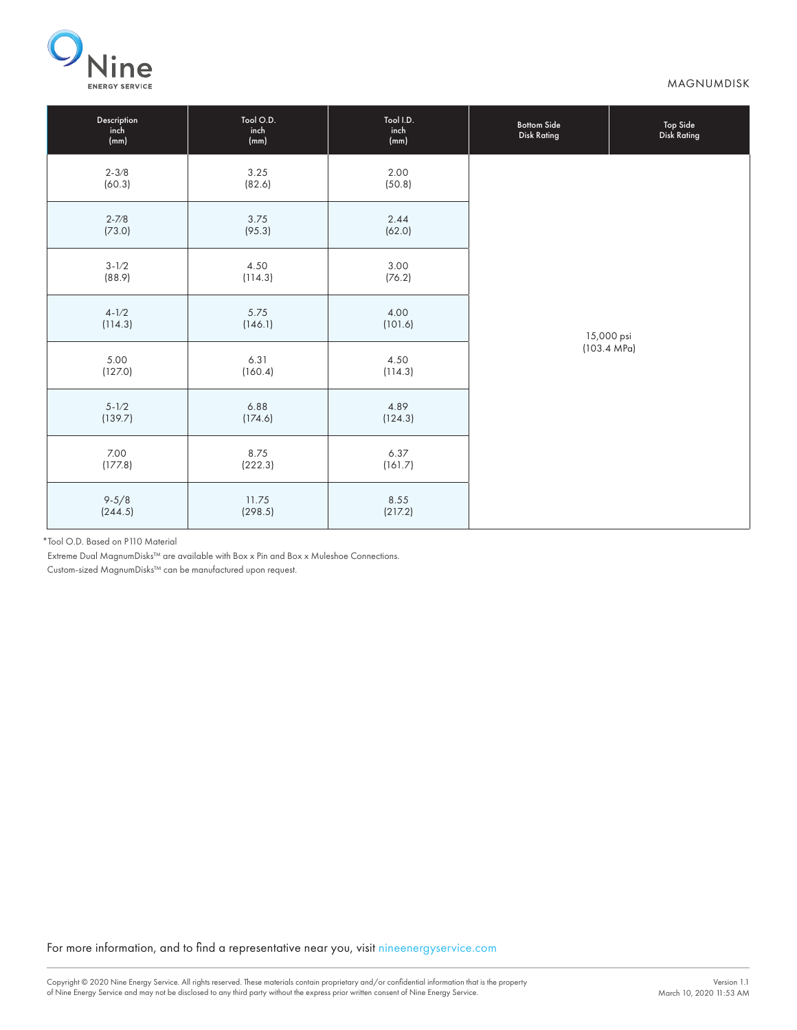| Description inch (mm) | Tool O.D. inch (mm) | Tool I.D. inch (mm) | Bottom Side Disk Rating | Top Side Disk Rating |
|---|---|---|---|---|
| 2-3/8 (60.3) | 3.25 (82.6) | 2.00 (50.8) | 15,000 psi (103.4 MPa) | |
| 2-7/8 (73.0) | 3.75 (95.3) | 2.44 (62.0) | | |
| 3-1/2 (88.9) | 4.50 (114.3) | 3.00 (76.2) | | |
| 4-1/2 (114.3) | 5.75 (146.1) | 4.00 (101.6) | | |
| 5.00 (127.0) | 6.31 (160.4) | 4.50 (114.3) | | |
| 5-1/2 (139.7) | 6.88 (174.6) | 4.89 (124.3) | | |
| 7.00 (177.8) | 8.75 (222.3) | 6.37 (161.7) | | |
| 9-5/8 (244.5) | 11.75 (298.5) | 8.55 (217.2) | | |

*Tool O.D. Based on P110 Material

Extreme Dual MagnumDisks™ are available with Box x Pin and Box x Muleshoe Connections.

Custom-sized MagnumDisks™ can be manufactured upon request.

For more information, and to find a representative near you, visit nineenergyservice.com

Copyright © 2020 Nine Energy Service. All rights reserved. These materials contain proprietary and/or confidential information that is the property of Nine Energy Service and may not be disclosed to any third party without the express prior written consent of Nine Energy Service.

Version 1.1
March 10, 2020 11:53 AM